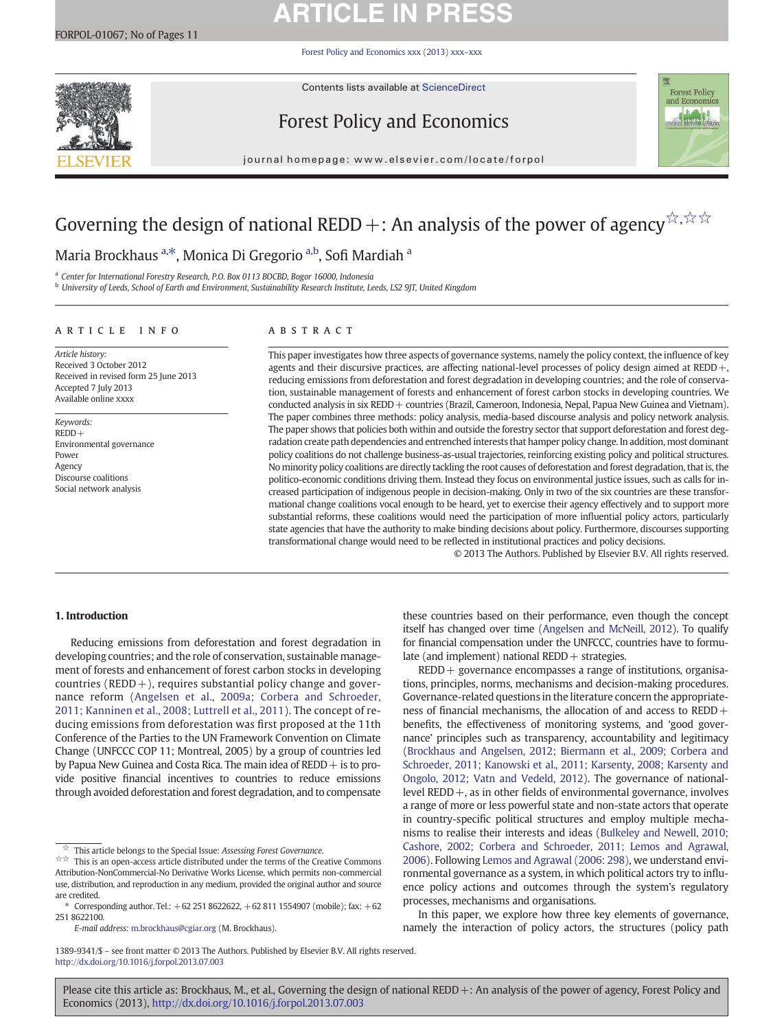# Governing the design of national REDD+: An analysis of the power of agency[☆,☆☆]

Maria Brockhaus [a,*], Monica Di Gregorio [a,b], Sofi Mardiah [a]

[a] Center for International Forestry Research, P.O. Box 0113 BOCBD, Bogor 16000, Indonesia
[b] University of Leeds, School of Earth and Environment, Sustainability Research Institute, Leeds, LS2 9JT, United Kingdom

## ARTICLE INFO

*Article history:*
Received 3 October 2012
Received in revised form 25 June 2013
Accepted 7 July 2013
Available online xxxx

*Keywords:*
REDD+
Environmental governance
Power
Agency
Discourse coalitions
Social network analysis

## ABSTRACT

This paper investigates how three aspects of governance systems, namely the policy context, the influence of key agents and their discursive practices, are affecting national-level processes of policy design aimed at REDD+, reducing emissions from deforestation and forest degradation in developing countries; and the role of conservation, sustainable management of forests and enhancement of forest carbon stocks in developing countries. We conducted analysis in six REDD+ countries (Brazil, Cameroon, Indonesia, Nepal, Papua New Guinea and Vietnam). The paper combines three methods: policy analysis, media-based discourse analysis and policy network analysis. The paper shows that policies both within and outside the forestry sector that support deforestation and forest degradation create path dependencies and entrenched interests that hamper policy change. In addition, most dominant policy coalitions do not challenge business-as-usual trajectories, reinforcing existing policy and political structures. No minority policy coalitions are directly tackling the root causes of deforestation and forest degradation, that is, the politico-economic conditions driving them. Instead they focus on environmental justice issues, such as calls for increased participation of indigenous people in decision-making. Only in two of the six countries are these transformational change coalitions vocal enough to be heard, yet to exercise their agency effectively and to support more substantial reforms, these coalitions would need the participation of more influential policy actors, particularly state agencies that have the authority to make binding decisions about policy. Furthermore, discourses supporting transformational change would need to be reflected in institutional practices and policy decisions.

© 2013 The Authors. Published by Elsevier B.V. All rights reserved.

## 1. Introduction

Reducing emissions from deforestation and forest degradation in developing countries; and the role of conservation, sustainable management of forests and enhancement of forest carbon stocks in developing countries (REDD+), requires substantial policy change and governance reform (Angelsen et al., 2009a; Corbera and Schroeder, 2011; Kanninen et al., 2008; Luttrell et al., 2011). The concept of reducing emissions from deforestation was first proposed at the 11th Conference of the Parties to the UN Framework Convention on Climate Change (UNFCCC COP 11; Montreal, 2005) by a group of countries led by Papua New Guinea and Costa Rica. The main idea of REDD+ is to provide positive financial incentives to countries to reduce emissions through avoided deforestation and forest degradation, and to compensate these countries based on their performance, even though the concept itself has changed over time (Angelsen and McNeill, 2012). To qualify for financial compensation under the UNFCCC, countries have to formulate (and implement) national REDD+ strategies.

REDD+ governance encompasses a range of institutions, organisations, principles, norms, mechanisms and decision-making procedures. Governance-related questions in the literature concern the appropriateness of financial mechanisms, the allocation of and access to REDD+ benefits, the effectiveness of monitoring systems, and 'good governance' principles such as transparency, accountability and legitimacy (Brockhaus and Angelsen, 2012; Biermann et al., 2009; Corbera and Schroeder, 2011; Kanowski et al., 2011; Karsenty, 2008; Karsenty and Ongolo, 2012; Vatn and Vedeld, 2012). The governance of national-level REDD+, as in other fields of environmental governance, involves a range of more or less powerful state and non-state actors that operate in country-specific political structures and employ multiple mechanisms to realise their interests and ideas (Bulkeley and Newell, 2010; Cashore, 2002; Corbera and Schroeder, 2011; Lemos and Agrawal, 2006). Following Lemos and Agrawal (2006: 298), we understand environmental governance as a system, in which political actors try to influence policy actions and outcomes through the system's regulatory processes, mechanisms and organisations.

In this paper, we explore how three key elements of governance, namely the interaction of policy actors, the structures (policy path

[☆] This article belongs to the Special Issue: *Assessing Forest Governance*.

[☆☆] This is an open-access article distributed under the terms of the Creative Commons Attribution-NonCommercial-No Derivative Works License, which permits non-commercial use, distribution, and reproduction in any medium, provided the original author and source are credited.

[*] Corresponding author. Tel.: +62 251 8622622, +62 811 1554907 (mobile); fax: +62 251 8622100.

*E-mail address:* m.brockhaus@cgiar.org (M. Brockhaus).

1389-9341/$ – see front matter © 2013 The Authors. Published by Elsevier B.V. All rights reserved.
http://dx.doi.org/10.1016/j.forpol.2013.07.003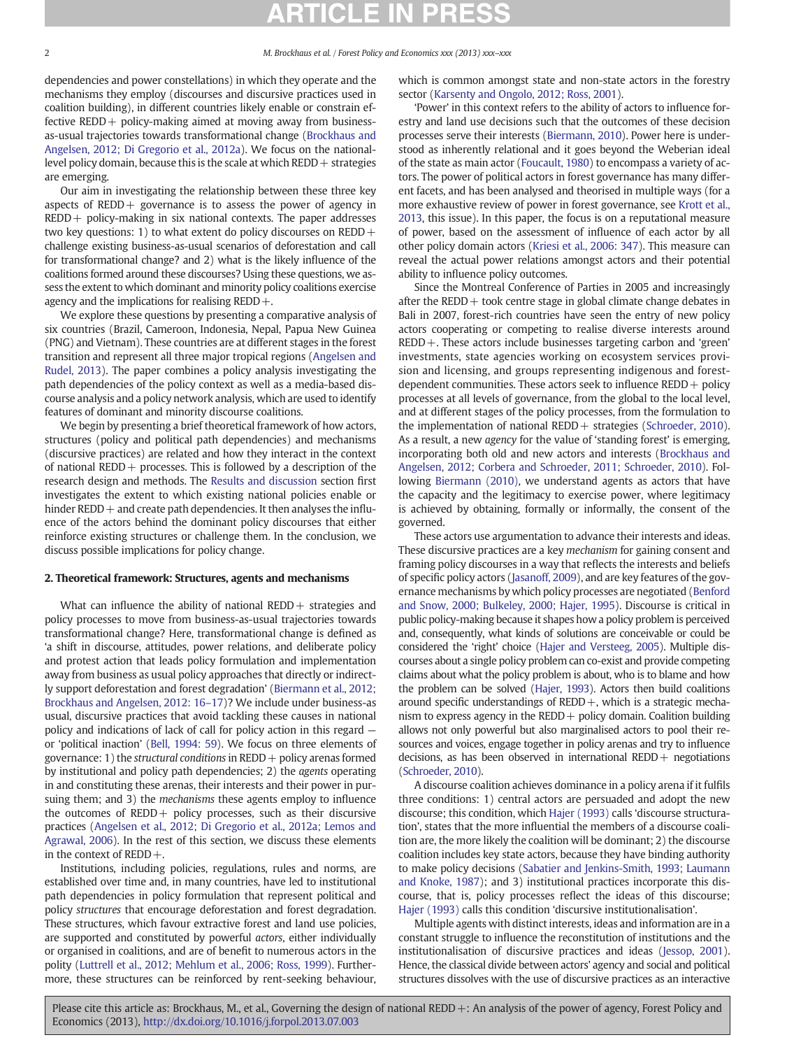dependencies and power constellations) in which they operate and the mechanisms they employ (discourses and discursive practices used in coalition building), in different countries likely enable or constrain effective REDD+ policy-making aimed at moving away from business-as-usual trajectories towards transformational change (Brockhaus and Angelsen, 2012; Di Gregorio et al., 2012a). We focus on the national-level policy domain, because this is the scale at which REDD+ strategies are emerging.

Our aim in investigating the relationship between these three key aspects of REDD+ governance is to assess the power of agency in REDD+ policy-making in six national contexts. The paper addresses two key questions: 1) to what extent do policy discourses on REDD+ challenge existing business-as-usual scenarios of deforestation and call for transformational change? and 2) what is the likely influence of the coalitions formed around these discourses? Using these questions, we assess the extent to which dominant and minority policy coalitions exercise agency and the implications for realising REDD+.

We explore these questions by presenting a comparative analysis of six countries (Brazil, Cameroon, Indonesia, Nepal, Papua New Guinea (PNG) and Vietnam). These countries are at different stages in the forest transition and represent all three major tropical regions (Angelsen and Rudel, 2013). The paper combines a policy analysis investigating the path dependencies of the policy context as well as a media-based discourse analysis and a policy network analysis, which are used to identify features of dominant and minority discourse coalitions.

We begin by presenting a brief theoretical framework of how actors, structures (policy and political path dependencies) and mechanisms (discursive practices) are related and how they interact in the context of national REDD+ processes. This is followed by a description of the research design and methods. The Results and discussion section first investigates the extent to which existing national policies enable or hinder REDD+ and create path dependencies. It then analyses the influence of the actors behind the dominant policy discourses that either reinforce existing structures or challenge them. In the conclusion, we discuss possible implications for policy change.

## 2. Theoretical framework: Structures, agents and mechanisms

What can influence the ability of national REDD+ strategies and policy processes to move from business-as-usual trajectories towards transformational change? Here, transformational change is defined as 'a shift in discourse, attitudes, power relations, and deliberate policy and protest action that leads policy formulation and implementation away from business as usual policy approaches that directly or indirectly support deforestation and forest degradation' (Biermann et al., 2012; Brockhaus and Angelsen, 2012: 16–17)? We include under business-as usual, discursive practices that avoid tackling these causes in national policy and indications of lack of call for policy action in this regard — or 'political inaction' (Bell, 1994: 59). We focus on three elements of governance: 1) the *structural conditions* in REDD+ policy arenas formed by institutional and policy path dependencies; 2) the *agents* operating in and constituting these arenas, their interests and their power in pursuing them; and 3) the *mechanisms* these agents employ to influence the outcomes of REDD+ policy processes, such as their discursive practices (Angelsen et al., 2012; Di Gregorio et al., 2012a; Lemos and Agrawal, 2006). In the rest of this section, we discuss these elements in the context of REDD+.

Institutions, including policies, regulations, rules and norms, are established over time and, in many countries, have led to institutional path dependencies in policy formulation that represent political and policy *structures* that encourage deforestation and forest degradation. These structures, which favour extractive forest and land use policies, are supported and constituted by powerful *actors*, either individually or organised in coalitions, and are of benefit to numerous actors in the polity (Luttrell et al., 2012; Mehlum et al., 2006; Ross, 1999). Furthermore, these structures can be reinforced by rent-seeking behaviour, which is common amongst state and non-state actors in the forestry sector (Karsenty and Ongolo, 2012; Ross, 2001).

'Power' in this context refers to the ability of actors to influence forestry and land use decisions such that the outcomes of these decision processes serve their interests (Biermann, 2010). Power here is understood as inherently relational and it goes beyond the Weberian ideal of the state as main actor (Foucault, 1980) to encompass a variety of actors. The power of political actors in forest governance has many different facets, and has been analysed and theorised in multiple ways (for a more exhaustive review of power in forest governance, see Krott et al., 2013, this issue). In this paper, the focus is on a reputational measure of power, based on the assessment of influence of each actor by all other policy domain actors (Kriesi et al., 2006: 347). This measure can reveal the actual power relations amongst actors and their potential ability to influence policy outcomes.

Since the Montreal Conference of Parties in 2005 and increasingly after the REDD+ took centre stage in global climate change debates in Bali in 2007, forest-rich countries have seen the entry of new policy actors cooperating or competing to realise diverse interests around REDD+. These actors include businesses targeting carbon and 'green' investments, state agencies working on ecosystem services provision and licensing, and groups representing indigenous and forest-dependent communities. These actors seek to influence REDD+ policy processes at all levels of governance, from the global to the local level, and at different stages of the policy processes, from the formulation to the implementation of national REDD+ strategies (Schroeder, 2010). As a result, a new *agency* for the value of 'standing forest' is emerging, incorporating both old and new actors and interests (Brockhaus and Angelsen, 2012; Corbera and Schroeder, 2011; Schroeder, 2010). Following Biermann (2010), we understand agents as actors that have the capacity and the legitimacy to exercise power, where legitimacy is achieved by obtaining, formally or informally, the consent of the governed.

These actors use argumentation to advance their interests and ideas. These discursive practices are a key *mechanism* for gaining consent and framing policy discourses in a way that reflects the interests and beliefs of specific policy actors (Jasanoff, 2009), and are key features of the governance mechanisms by which policy processes are negotiated (Benford and Snow, 2000; Bulkeley, 2000; Hajer, 1995). Discourse is critical in public policy-making because it shapes how a policy problem is perceived and, consequently, what kinds of solutions are conceivable or could be considered the 'right' choice (Hajer and Versteeg, 2005). Multiple discourses about a single policy problem can co-exist and provide competing claims about what the policy problem is about, who is to blame and how the problem can be solved (Hajer, 1993). Actors then build coalitions around specific understandings of REDD+, which is a strategic mechanism to express agency in the REDD+ policy domain. Coalition building allows not only powerful but also marginalised actors to pool their resources and voices, engage together in policy arenas and try to influence decisions, as has been observed in international REDD+ negotiations (Schroeder, 2010).

A discourse coalition achieves dominance in a policy arena if it fulfils three conditions: 1) central actors are persuaded and adopt the new discourse; this condition, which Hajer (1993) calls 'discourse structuration', states that the more influential the members of a discourse coalition are, the more likely the coalition will be dominant; 2) the discourse coalition includes key state actors, because they have binding authority to make policy decisions (Sabatier and Jenkins-Smith, 1993; Laumann and Knoke, 1987); and 3) institutional practices incorporate this discourse, that is, policy processes reflect the ideas of this discourse; Hajer (1993) calls this condition 'discursive institutionalisation'.

Multiple agents with distinct interests, ideas and information are in a constant struggle to influence the reconstitution of institutions and the institutionalisation of discursive practices and ideas (Jessop, 2001). Hence, the classical divide between actors' agency and social and political structures dissolves with the use of discursive practices as an interactive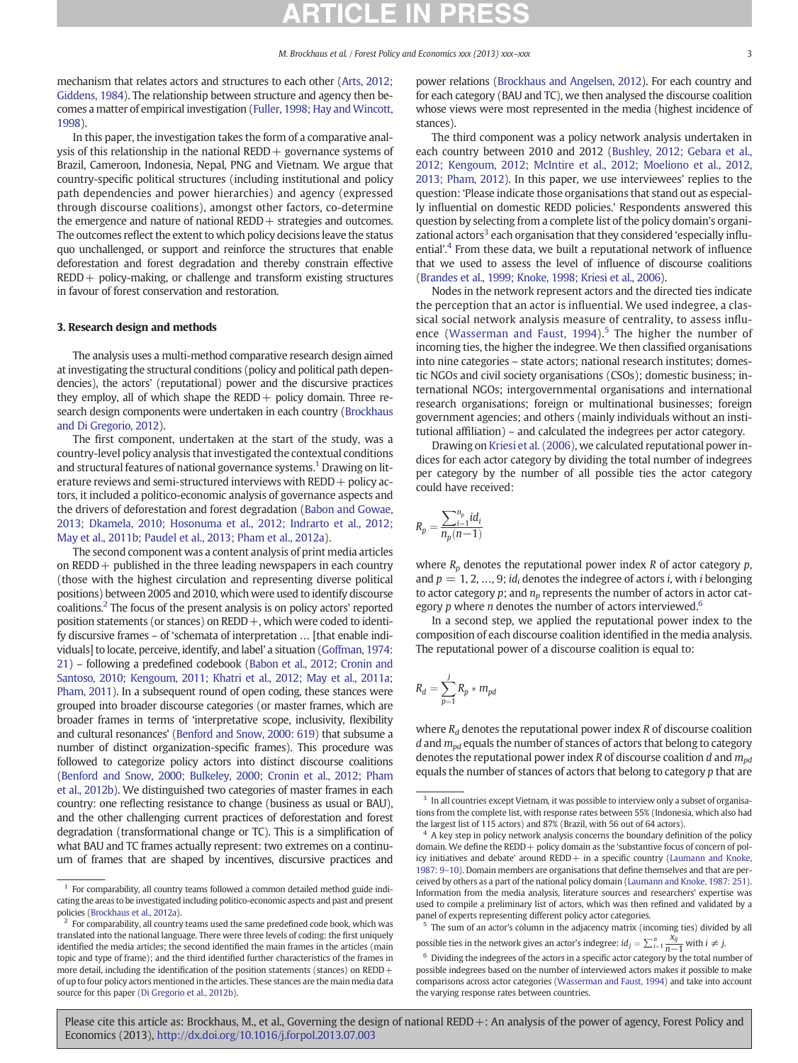mechanism that relates actors and structures to each other (Arts, 2012; Giddens, 1984). The relationship between structure and agency then becomes a matter of empirical investigation (Fuller, 1998; Hay and Wincott, 1998).

In this paper, the investigation takes the form of a comparative analysis of this relationship in the national REDD+ governance systems of Brazil, Cameroon, Indonesia, Nepal, PNG and Vietnam. We argue that country-specific political structures (including institutional and policy path dependencies and power hierarchies) and agency (expressed through discourse coalitions), amongst other factors, co-determine the emergence and nature of national REDD+ strategies and outcomes. The outcomes reflect the extent to which policy decisions leave the status quo unchallenged, or support and reinforce the structures that enable deforestation and forest degradation and thereby constrain effective REDD+ policy-making, or challenge and transform existing structures in favour of forest conservation and restoration.

## 3. Research design and methods

The analysis uses a multi-method comparative research design aimed at investigating the structural conditions (policy and political path dependencies), the actors' (reputational) power and the discursive practices they employ, all of which shape the REDD+ policy domain. Three research design components were undertaken in each country (Brockhaus and Di Gregorio, 2012).

The first component, undertaken at the start of the study, was a country-level policy analysis that investigated the contextual conditions and structural features of national governance systems.[1] Drawing on literature reviews and semi-structured interviews with REDD+ policy actors, it included a politico-economic analysis of governance aspects and the drivers of deforestation and forest degradation (Babon and Gowae, 2013; Dkamela, 2010; Hosonuma et al., 2012; Indrarto et al., 2012; May et al., 2011b; Paudel et al., 2013; Pham et al., 2012a).

The second component was a content analysis of print media articles on REDD+ published in the three leading newspapers in each country (those with the highest circulation and representing diverse political positions) between 2005 and 2010, which were used to identify discourse coalitions.[2] The focus of the present analysis is on policy actors' reported position statements (or stances) on REDD+, which were coded to identify discursive frames – of 'schemata of interpretation … [that enable individuals] to locate, perceive, identify, and label' a situation (Goffman, 1974: 21) – following a predefined codebook (Babon et al., 2012; Cronin and Santoso, 2010; Kengoum, 2011; Khatri et al., 2012; May et al., 2011a; Pham, 2011). In a subsequent round of open coding, these stances were grouped into broader discourse categories (or master frames, which are broader frames in terms of 'interpretative scope, inclusivity, flexibility and cultural resonances' (Benford and Snow, 2000: 619) that subsume a number of distinct organization-specific frames). This procedure was followed to categorize policy actors into distinct discourse coalitions (Benford and Snow, 2000; Bulkeley, 2000; Cronin et al., 2012; Pham et al., 2012b). We distinguished two categories of master frames in each country: one reflecting resistance to change (business as usual or BAU), and the other challenging current practices of deforestation and forest degradation (transformational change or TC). This is a simplification of what BAU and TC frames actually represent: two extremes on a continuum of frames that are shaped by incentives, discursive practices and power relations (Brockhaus and Angelsen, 2012). For each country and for each category (BAU and TC), we then analysed the discourse coalition whose views were most represented in the media (highest incidence of stances).

The third component was a policy network analysis undertaken in each country between 2010 and 2012 (Bushley, 2012; Gebara et al., 2012; Kengoum, 2012; McIntire et al., 2012; Moeliono et al., 2012, 2013; Pham, 2012). In this paper, we use interviewees' replies to the question: 'Please indicate those organisations that stand out as especially influential on domestic REDD policies.' Respondents answered this question by selecting from a complete list of the policy domain's organizational actors[3] each organisation that they considered 'especially influential'.[4] From these data, we built a reputational network of influence that we used to assess the level of influence of discourse coalitions (Brandes et al., 1999; Knoke, 1998; Kriesi et al., 2006).

Nodes in the network represent actors and the directed ties indicate the perception that an actor is influential. We used indegree, a classical social network analysis measure of centrality, to assess influence (Wasserman and Faust, 1994).[5] The higher the number of incoming ties, the higher the indegree. We then classified organisations into nine categories – state actors; national research institutes; domestic NGOs and civil society organisations (CSOs); domestic business; international NGOs; intergovernmental organisations and international research organisations; foreign or multinational businesses; foreign government agencies; and others (mainly individuals without an institutional affiliation) – and calculated the indegrees per actor category.

Drawing on Kriesi et al. (2006), we calculated reputational power indices for each actor category by dividing the total number of indegrees per category by the number of all possible ties the actor category could have received:

$$R_p = \frac{\sum_{i=1}^{n_p} id_i}{n_p(n-1)}$$

where $R_p$ denotes the reputational power index $R$ of actor category $p$, and $p = 1, 2, \ldots, 9$; $id_i$ denotes the indegree of actors $i$, with $i$ belonging to actor category $p$; and $n_p$ represents the number of actors in actor category $p$ where $n$ denotes the number of actors interviewed.[6]

In a second step, we applied the reputational power index to the composition of each discourse coalition identified in the media analysis. The reputational power of a discourse coalition is equal to:

$$R_d = \sum_{p=1}^{j} R_p * m_{pd}$$

where $R_d$ denotes the reputational power index $R$ of discourse coalition $d$ and $m_{pd}$ equals the number of stances of actors that belong to category denotes the reputational power index $R$ of discourse coalition $d$ and $m_{pd}$ equals the number of stances of actors that belong to category $p$ that are

---

[1] For comparability, all country teams followed a common detailed method guide indicating the areas to be investigated including politico-economic aspects and past and present policies (Brockhaus et al., 2012a).

[2] For comparability, all country teams used the same predefined code book, which was translated into the national language. There were three levels of coding: the first uniquely identified the media articles; the second identified the main frames in the articles (main topic and type of frame); and the third identified further characteristics of the frames in more detail, including the identification of the position statements (stances) on REDD+ of up to four policy actors mentioned in the articles. These stances are the main media data source for this paper (Di Gregorio et al., 2012b).

[3] In all countries except Vietnam, it was possible to interview only a subset of organisations from the complete list, with response rates between 55% (Indonesia, which also had the largest list of 115 actors) and 87% (Brazil, with 56 out of 64 actors).

[4] A key step in policy network analysis concerns the boundary definition of the policy domain. We define the REDD+ policy domain as the 'substantive focus of concern of policy initiatives and debate' around REDD+ in a specific country (Laumann and Knoke, 1987: 9–10). Domain members are organisations that define themselves and that are perceived by others as a part of the national policy domain (Laumann and Knoke, 1987: 251). Information from the media analysis, literature sources and researchers' expertise was used to compile a preliminary list of actors, which was then refined and validated by a panel of experts representing different policy actor categories.

[5] The sum of an actor's column in the adjacency matrix (incoming ties) divided by all possible ties in the network gives an actor's indegree: $id_j = \sum_{i=1}^{n} \frac{x_{ij}}{n-1}$ with $i \neq j$.

[6] Dividing the indegrees of the actors in a specific actor category by the total number of possible indegrees based on the number of interviewed actors makes it possible to make comparisons across actor categories (Wasserman and Faust, 1994) and take into account the varying response rates between countries.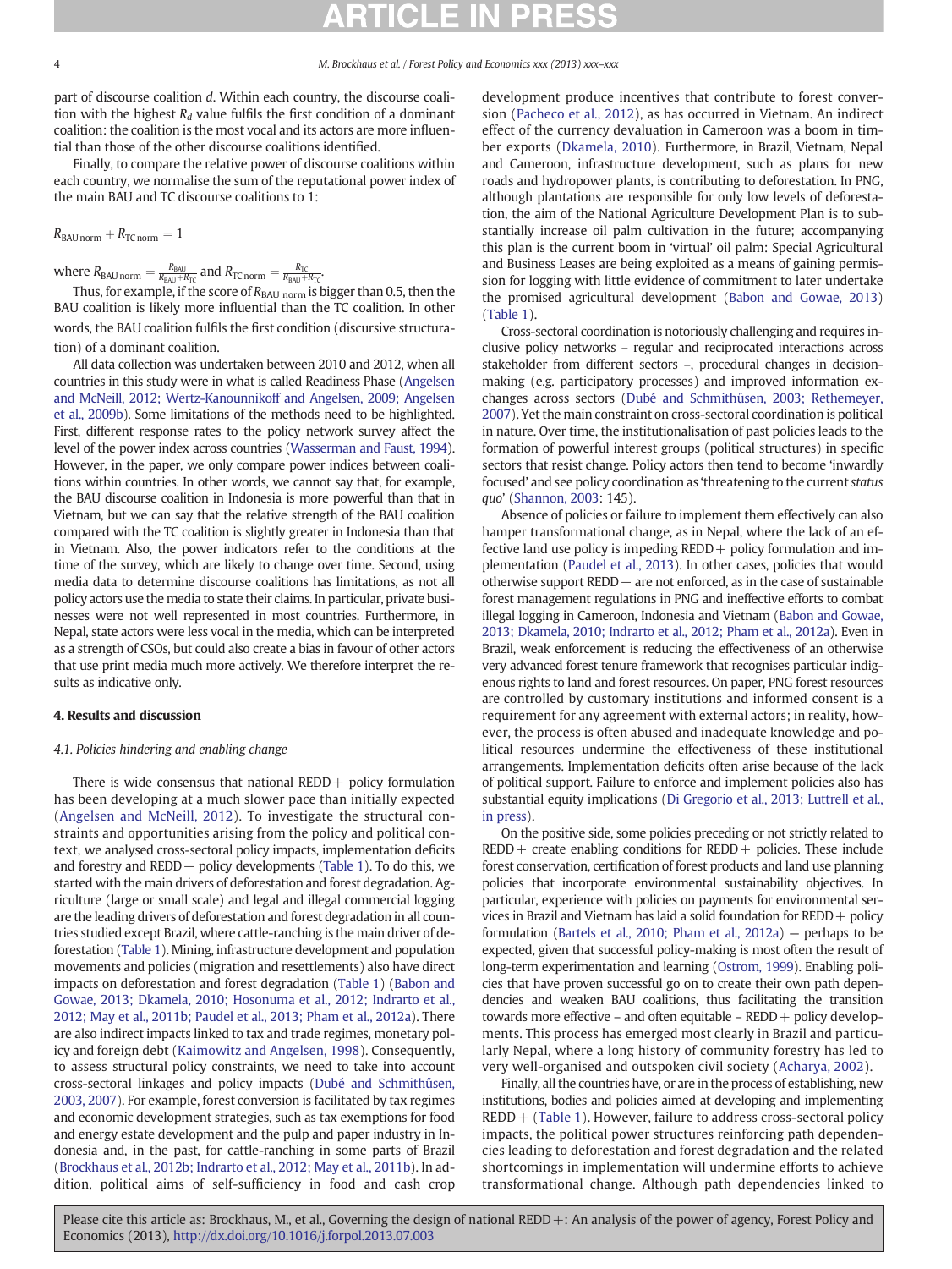part of discourse coalition *d*. Within each country, the discourse coalition with the highest $R_d$ value fulfils the first condition of a dominant coalition: the coalition is the most vocal and its actors are more influential than those of the other discourse coalitions identified.

Finally, to compare the relative power of discourse coalitions within each country, we normalise the sum of the reputational power index of the main BAU and TC discourse coalitions to 1:

$$R_{\text{BAU norm}} + R_{\text{TC norm}} = 1$$

where $R_{\text{BAU norm}} = \frac{R_{\text{BAU}}}{R_{\text{BAU}}+R_{\text{TC}}}$ and $R_{\text{TC norm}} = \frac{R_{\text{TC}}}{R_{\text{BAU}}+R_{\text{TC}}}$.

Thus, for example, if the score of $R_{\text{BAU norm}}$ is bigger than 0.5, then the BAU coalition is likely more influential than the TC coalition. In other words, the BAU coalition fulfils the first condition (discursive structuration) of a dominant coalition.

All data collection was undertaken between 2010 and 2012, when all countries in this study were in what is called Readiness Phase (Angelsen and McNeill, 2012; Wertz-Kanounnikoff and Angelsen, 2009; Angelsen et al., 2009b). Some limitations of the methods need to be highlighted. First, different response rates to the policy network survey affect the level of the power index across countries (Wasserman and Faust, 1994). However, in the paper, we only compare power indices between coalitions within countries. In other words, we cannot say that, for example, the BAU discourse coalition in Indonesia is more powerful than that in Vietnam, but we can say that the relative strength of the BAU coalition compared with the TC coalition is slightly greater in Indonesia than that in Vietnam. Also, the power indicators refer to the conditions at the time of the survey, which are likely to change over time. Second, using media data to determine discourse coalitions has limitations, as not all policy actors use the media to state their claims. In particular, private businesses were not well represented in most countries. Furthermore, in Nepal, state actors were less vocal in the media, which can be interpreted as a strength of CSOs, but could also create a bias in favour of other actors that use print media much more actively. We therefore interpret the results as indicative only.

## 4. Results and discussion

### 4.1. Policies hindering and enabling change

There is wide consensus that national REDD+ policy formulation has been developing at a much slower pace than initially expected (Angelsen and McNeill, 2012). To investigate the structural constraints and opportunities arising from the policy and political context, we analysed cross-sectoral policy impacts, implementation deficits and forestry and REDD+ policy developments (Table 1). To do this, we started with the main drivers of deforestation and forest degradation. Agriculture (large or small scale) and legal and illegal commercial logging are the leading drivers of deforestation and forest degradation in all countries studied except Brazil, where cattle-ranching is the main driver of deforestation (Table 1). Mining, infrastructure development and population movements and policies (migration and resettlements) also have direct impacts on deforestation and forest degradation (Table 1) (Babon and Gowae, 2013; Dkamela, 2010; Hosonuma et al., 2012; Indrarto et al., 2012; May et al., 2011b; Paudel et al., 2013; Pham et al., 2012a). There are also indirect impacts linked to tax and trade regimes, monetary policy and foreign debt (Kaimowitz and Angelsen, 1998). Consequently, to assess structural policy constraints, we need to take into account cross-sectoral linkages and policy impacts (Dubé and Schmithűsen, 2003, 2007). For example, forest conversion is facilitated by tax regimes and economic development strategies, such as tax exemptions for food and energy estate development and the pulp and paper industry in Indonesia and, in the past, for cattle-ranching in some parts of Brazil (Brockhaus et al., 2012b; Indrarto et al., 2012; May et al., 2011b). In addition, political aims of self-sufficiency in food and cash crop development produce incentives that contribute to forest conversion (Pacheco et al., 2012), as has occurred in Vietnam. An indirect effect of the currency devaluation in Cameroon was a boom in timber exports (Dkamela, 2010). Furthermore, in Brazil, Vietnam, Nepal and Cameroon, infrastructure development, such as plans for new roads and hydropower plants, is contributing to deforestation. In PNG, although plantations are responsible for only low levels of deforestation, the aim of the National Agriculture Development Plan is to substantially increase oil palm cultivation in the future; accompanying this plan is the current boom in 'virtual' oil palm: Special Agricultural and Business Leases are being exploited as a means of gaining permission for logging with little evidence of commitment to later undertake the promised agricultural development (Babon and Gowae, 2013) (Table 1).

Cross-sectoral coordination is notoriously challenging and requires inclusive policy networks – regular and reciprocated interactions across stakeholder from different sectors –, procedural changes in decision-making (e.g. participatory processes) and improved information exchanges across sectors (Dubé and Schmithűsen, 2003; Rethemeyer, 2007). Yet the main constraint on cross-sectoral coordination is political in nature. Over time, the institutionalisation of past policies leads to the formation of powerful interest groups (political structures) in specific sectors that resist change. Policy actors then tend to become 'inwardly focused' and see policy coordination as 'threatening to the current *status quo*' (Shannon, 2003: 145).

Absence of policies or failure to implement them effectively can also hamper transformational change, as in Nepal, where the lack of an effective land use policy is impeding REDD+ policy formulation and implementation (Paudel et al., 2013). In other cases, policies that would otherwise support REDD+ are not enforced, as in the case of sustainable forest management regulations in PNG and ineffective efforts to combat illegal logging in Cameroon, Indonesia and Vietnam (Babon and Gowae, 2013; Dkamela, 2010; Indrarto et al., 2012; Pham et al., 2012a). Even in Brazil, weak enforcement is reducing the effectiveness of an otherwise very advanced forest tenure framework that recognises particular indigenous rights to land and forest resources. On paper, PNG forest resources are controlled by customary institutions and informed consent is a requirement for any agreement with external actors; in reality, however, the process is often abused and inadequate knowledge and political resources undermine the effectiveness of these institutional arrangements. Implementation deficits often arise because of the lack of political support. Failure to enforce and implement policies also has substantial equity implications (Di Gregorio et al., 2013; Luttrell et al., in press).

On the positive side, some policies preceding or not strictly related to REDD+ create enabling conditions for REDD+ policies. These include forest conservation, certification of forest products and land use planning policies that incorporate environmental sustainability objectives. In particular, experience with policies on payments for environmental services in Brazil and Vietnam has laid a solid foundation for REDD+ policy formulation (Bartels et al., 2010; Pham et al., 2012a) — perhaps to be expected, given that successful policy-making is most often the result of long-term experimentation and learning (Ostrom, 1999). Enabling policies that have proven successful go on to create their own path dependencies and weaken BAU coalitions, thus facilitating the transition towards more effective – and often equitable – REDD+ policy developments. This process has emerged most clearly in Brazil and particularly Nepal, where a long history of community forestry has led to very well-organised and outspoken civil society (Acharya, 2002).

Finally, all the countries have, or are in the process of establishing, new institutions, bodies and policies aimed at developing and implementing REDD+ (Table 1). However, failure to address cross-sectoral policy impacts, the political power structures reinforcing path dependencies leading to deforestation and forest degradation and the related shortcomings in implementation will undermine efforts to achieve transformational change. Although path dependencies linked to

Please cite this article as: Brockhaus, M., et al., Governing the design of national REDD+: An analysis of the power of agency, Forest Policy and Economics (2013), http://dx.doi.org/10.1016/j.forpol.2013.07.003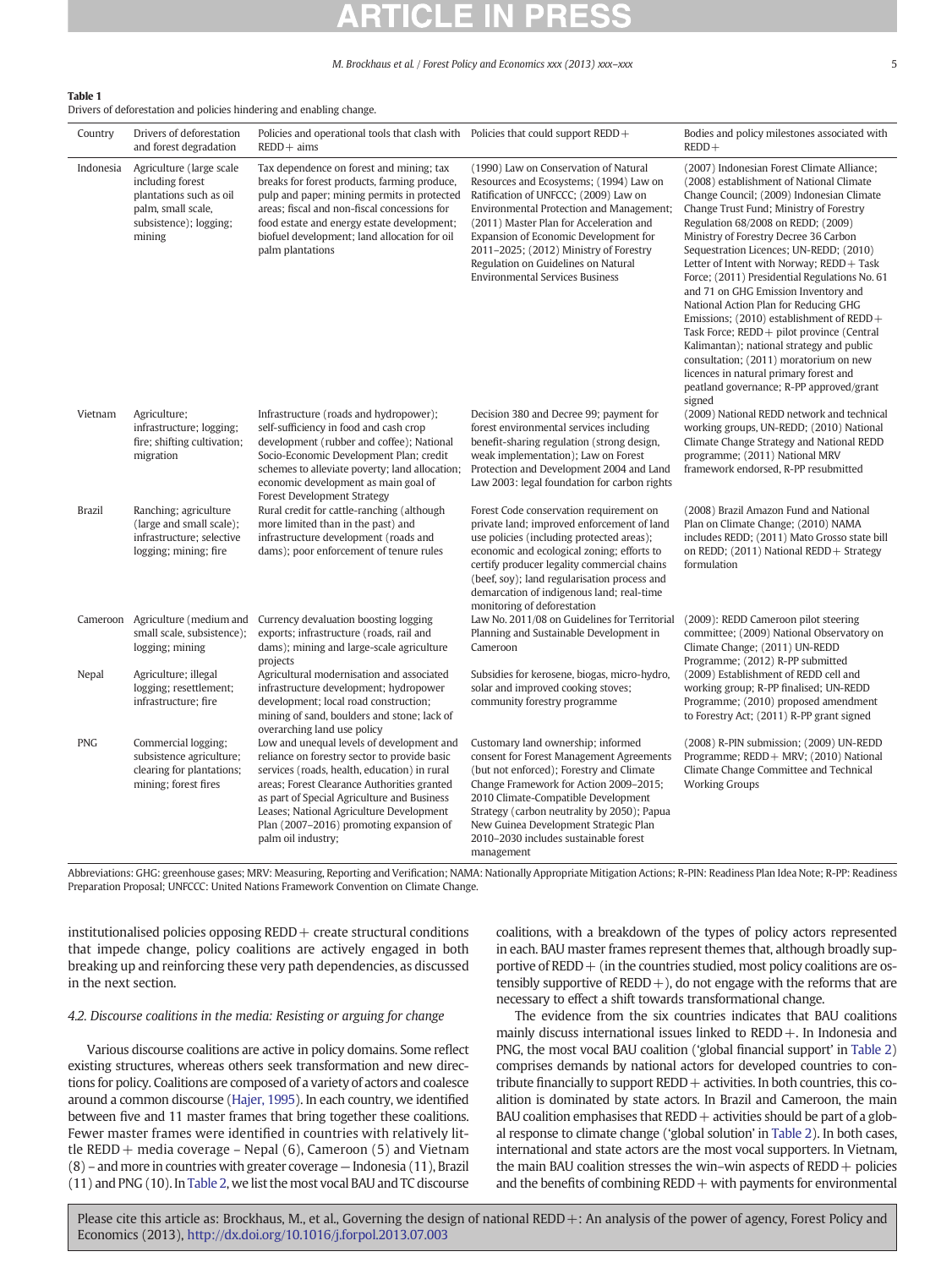**Table 1**
Drivers of deforestation and policies hindering and enabling change.

| Country | Drivers of deforestation and forest degradation | Policies and operational tools that clash with REDD+ aims | Policies that could support REDD+ | Bodies and policy milestones associated with REDD+ |
|---|---|---|---|---|
| Indonesia | Agriculture (large scale including forest plantations such as oil palm, small scale, subsistence); logging; mining | Tax dependence on forest and mining; tax breaks for forest products, farming produce, pulp and paper; mining permits in protected areas; fiscal and non-fiscal concessions for food estate and energy estate development; biofuel development; land allocation for oil palm plantations | (1990) Law on Conservation of Natural Resources and Ecosystems; (1994) Law on Ratification of UNFCCC; (2009) Law on Environmental Protection and Management; (2011) Master Plan for Acceleration and Expansion of Economic Development for 2011–2025; (2012) Ministry of Forestry Regulation on Guidelines on Natural Environmental Services Business | (2007) Indonesian Forest Climate Alliance; (2008) establishment of National Climate Change Council; (2009) Indonesian Climate Change Trust Fund; Ministry of Forestry Regulation 68/2008 on REDD; (2009) Ministry of Forestry Decree 36 Carbon Sequestration Licences; UN-REDD; (2010) Letter of Intent with Norway; REDD+ Task Force; (2011) Presidential Regulations No. 61 and 71 on GHG Emission Inventory and National Action Plan for Reducing GHG Emissions; (2010) establishment of REDD+ Task Force; REDD+ pilot province (Central Kalimantan); national strategy and public consultation; (2011) moratorium on new licences in natural primary forest and peatland governance; R-PP approved/grant signed |
| Vietnam | Agriculture; infrastructure; logging; fire; shifting cultivation; migration | Infrastructure (roads and hydropower); self-sufficiency in food and cash crop development (rubber and coffee); National Socio-Economic Development Plan; credit schemes to alleviate poverty; land allocation; economic development as main goal of Forest Development Strategy | Decision 380 and Decree 99; payment for forest environmental services including benefit-sharing regulation (strong design, weak implementation); Law on Forest Protection and Development 2004 and Land Law 2003: legal foundation for carbon rights | (2009) National REDD network and technical working groups, UN-REDD; (2010) National Climate Change Strategy and National REDD programme; (2011) National MRV framework endorsed, R-PP resubmitted |
| Brazil | Ranching; agriculture (large and small scale); infrastructure; selective logging; mining; fire | Rural credit for cattle-ranching (although more limited than in the past) and infrastructure development (roads and dams); poor enforcement of tenure rules | Forest Code conservation requirement on private land; improved enforcement of land use policies (including protected areas); economic and ecological zoning; efforts to certify producer legality commercial chains (beef, soy); land regularisation process and demarcation of indigenous land; real-time monitoring of deforestation | (2008) Brazil Amazon Fund and National Plan on Climate Change; (2010) NAMA includes REDD; (2011) Mato Grosso state bill on REDD; (2011) National REDD+ Strategy formulation |
| Cameroon | Agriculture (medium and small scale, subsistence); logging; mining | Currency devaluation boosting logging exports; infrastructure (roads, rail and dams); mining and large-scale agriculture projects | Law No. 2011/08 on Guidelines for Territorial Planning and Sustainable Development in Cameroon | (2009): REDD Cameroon pilot steering committee; (2009) National Observatory on Climate Change; (2011) UN-REDD Programme; (2012) R-PP submitted |
| Nepal | Agriculture; illegal logging; resettlement; infrastructure; fire | Agricultural modernisation and associated infrastructure development; hydropower development; local road construction; mining of sand, boulders and stone; lack of overarching land use policy | Subsidies for kerosene, biogas, micro-hydro, solar and improved cooking stoves; community forestry programme | (2009) Establishment of REDD cell and working group; R-PP finalised; UN-REDD Programme; (2010) proposed amendment to Forestry Act; (2011) R-PP grant signed |
| PNG | Commercial logging; subsistence agriculture; clearing for plantations; mining; forest fires | Low and unequal levels of development and reliance on forestry sector to provide basic services (roads, health, education) in rural areas; Forest Clearance Authorities granted as part of Special Agriculture and Business Leases; National Agriculture Development Plan (2007–2016) promoting expansion of palm oil industry; | Customary land ownership; informed consent for Forest Management Agreements (but not enforced); Forestry and Climate Change Framework for Action 2009–2015; 2010 Climate-Compatible Development Strategy (carbon neutrality by 2050); Papua New Guinea Development Strategic Plan 2010–2030 includes sustainable forest management | (2008) R-PIN submission; (2009) UN-REDD Programme; REDD+ MRV; (2010) National Climate Change Committee and Technical Working Groups |

Abbreviations: GHG: greenhouse gases; MRV: Measuring, Reporting and Verification; NAMA: Nationally Appropriate Mitigation Actions; R-PIN: Readiness Plan Idea Note; R-PP: Readiness Preparation Proposal; UNFCCC: United Nations Framework Convention on Climate Change.

institutionalised policies opposing REDD+ create structural conditions that impede change, policy coalitions are actively engaged in both breaking up and reinforcing these very path dependencies, as discussed in the next section.

### 4.2. Discourse coalitions in the media: Resisting or arguing for change

Various discourse coalitions are active in policy domains. Some reflect existing structures, whereas others seek transformation and new directions for policy. Coalitions are composed of a variety of actors and coalesce around a common discourse (Hajer, 1995). In each country, we identified between five and 11 master frames that bring together these coalitions. Fewer master frames were identified in countries with relatively little REDD+ media coverage – Nepal (6), Cameroon (5) and Vietnam (8) – and more in countries with greater coverage — Indonesia (11), Brazil (11) and PNG (10). In Table 2, we list the most vocal BAU and TC discourse coalitions, with a breakdown of the types of policy actors represented in each. BAU master frames represent themes that, although broadly supportive of REDD+ (in the countries studied, most policy coalitions are ostensibly supportive of REDD+), do not engage with the reforms that are necessary to effect a shift towards transformational change.

The evidence from the six countries indicates that BAU coalitions mainly discuss international issues linked to REDD+. In Indonesia and PNG, the most vocal BAU coalition ('global financial support' in Table 2) comprises demands by national actors for developed countries to contribute financially to support REDD+ activities. In both countries, this coalition is dominated by state actors. In Brazil and Cameroon, the main BAU coalition emphasises that REDD+ activities should be part of a global response to climate change ('global solution' in Table 2). In both cases, international and state actors are the most vocal supporters. In Vietnam, the main BAU coalition stresses the win–win aspects of REDD+ policies and the benefits of combining REDD+ with payments for environmental

Please cite this article as: Brockhaus, M., et al., Governing the design of national REDD+: An analysis of the power of agency, Forest Policy and Economics (2013), http://dx.doi.org/10.1016/j.forpol.2013.07.003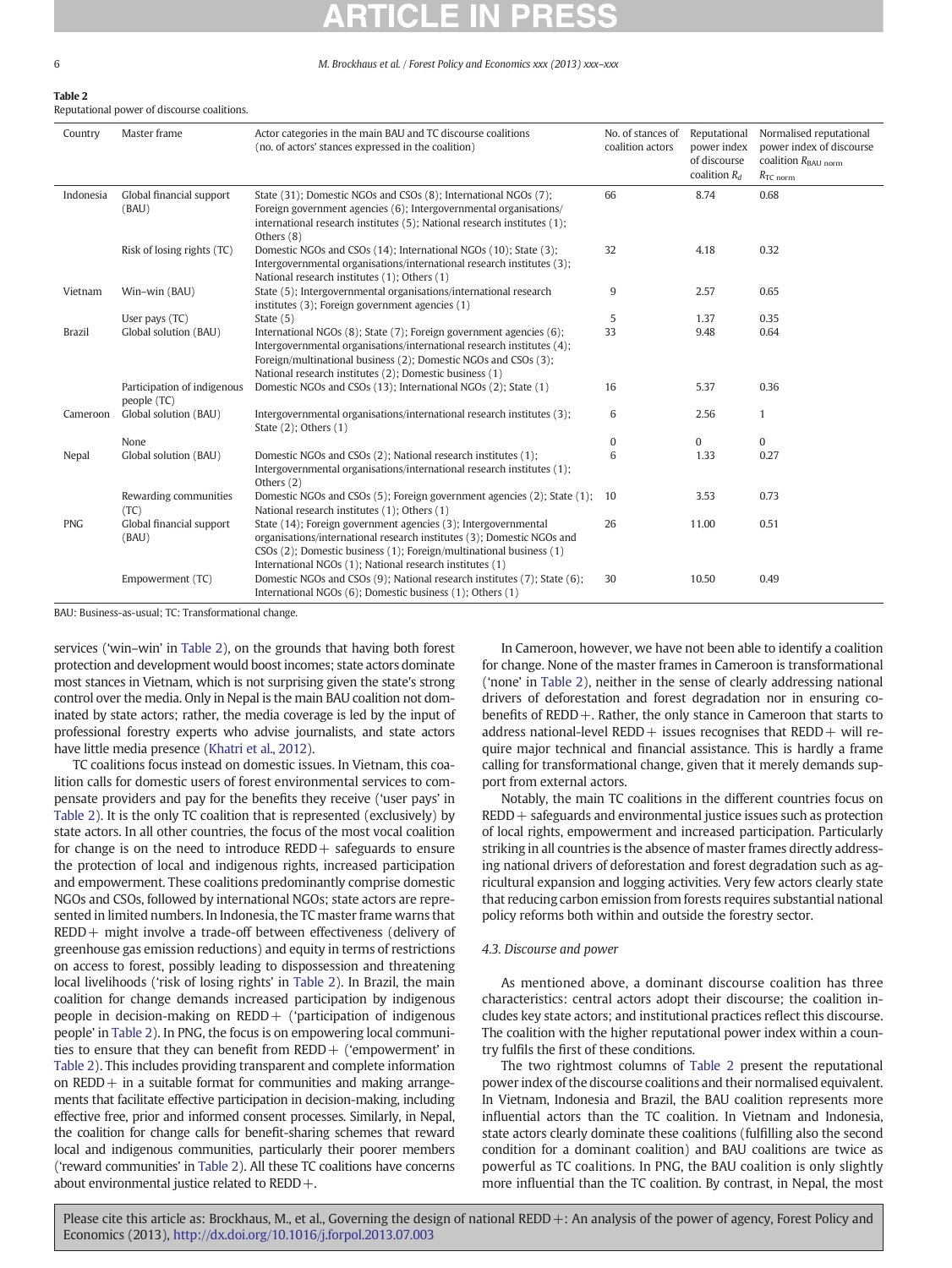**Table 2**
Reputational power of discourse coalitions.

| Country | Master frame | Actor categories in the main BAU and TC discourse coalitions (no. of actors' stances expressed in the coalition) | No. of stances of coalition actors | Reputational power index of discourse coalition $R_d$ | Normalised reputational power index of discourse coalition $R_{BAU\ norm}$ $R_{TC\ norm}$ |
|---|---|---|---|---|---|
| Indonesia | Global financial support (BAU) | State (31); Domestic NGOs and CSOs (8); International NGOs (7); Foreign government agencies (6); Intergovernmental organisations/ international research institutes (5); National research institutes (1); Others (8) | 66 | 8.74 | 0.68 |
| | Risk of losing rights (TC) | Domestic NGOs and CSOs (14); International NGOs (10); State (3); Intergovernmental organisations/international research institutes (3); National research institutes (1); Others (1) | 32 | 4.18 | 0.32 |
| Vietnam | Win–win (BAU) | State (5); Intergovernmental organisations/international research institutes (3); Foreign government agencies (1) | 9 | 2.57 | 0.65 |
| | User pays (TC) | State (5) | 5 | 1.37 | 0.35 |
| Brazil | Global solution (BAU) | International NGOs (8); State (7); Foreign government agencies (6); Intergovernmental organisations/international research institutes (4); Foreign/multinational business (2); Domestic NGOs and CSOs (3); National research institutes (2); Domestic business (1) | 33 | 9.48 | 0.64 |
| | Participation of indigenous people (TC) | Domestic NGOs and CSOs (13); International NGOs (2); State (1) | 16 | 5.37 | 0.36 |
| Cameroon | Global solution (BAU) | Intergovernmental organisations/international research institutes (3); State (2); Others (1) | 6 | 2.56 | 1 |
| | None | | 0 | 0 | 0 |
| Nepal | Global solution (BAU) | Domestic NGOs and CSOs (2); National research institutes (1); Intergovernmental organisations/international research institutes (1); Others (2) | 6 | 1.33 | 0.27 |
| | Rewarding communities (TC) | Domestic NGOs and CSOs (5); Foreign government agencies (2); State (1); National research institutes (1); Others (1) | 10 | 3.53 | 0.73 |
| PNG | Global financial support (BAU) | State (14); Foreign government agencies (3); Intergovernmental organisations/international research institutes (3); Domestic NGOs and CSOs (2); Domestic business (1); Foreign/multinational business (1) International NGOs (1); National research institutes (1) | 26 | 11.00 | 0.51 |
| | Empowerment (TC) | Domestic NGOs and CSOs (9); National research institutes (7); State (6); International NGOs (6); Domestic business (1); Others (1) | 30 | 10.50 | 0.49 |

BAU: Business-as-usual; TC: Transformational change.

services ('win–win' in Table 2), on the grounds that having both forest protection and development would boost incomes; state actors dominate most stances in Vietnam, which is not surprising given the state's strong control over the media. Only in Nepal is the main BAU coalition not dominated by state actors; rather, the media coverage is led by the input of professional forestry experts who advise journalists, and state actors have little media presence (Khatri et al., 2012).

TC coalitions focus instead on domestic issues. In Vietnam, this coalition calls for domestic users of forest environmental services to compensate providers and pay for the benefits they receive ('user pays' in Table 2). It is the only TC coalition that is represented (exclusively) by state actors. In all other countries, the focus of the most vocal coalition for change is on the need to introduce REDD+ safeguards to ensure the protection of local and indigenous rights, increased participation and empowerment. These coalitions predominantly comprise domestic NGOs and CSOs, followed by international NGOs; state actors are represented in limited numbers. In Indonesia, the TC master frame warns that REDD+ might involve a trade-off between effectiveness (delivery of greenhouse gas emission reductions) and equity in terms of restrictions on access to forest, possibly leading to dispossession and threatening local livelihoods ('risk of losing rights' in Table 2). In Brazil, the main coalition for change demands increased participation by indigenous people in decision-making on REDD+ ('participation of indigenous people' in Table 2). In PNG, the focus is on empowering local communities to ensure that they can benefit from REDD+ ('empowerment' in Table 2). This includes providing transparent and complete information on REDD+ in a suitable format for communities and making arrangements that facilitate effective participation in decision-making, including effective free, prior and informed consent processes. Similarly, in Nepal, the coalition for change calls for benefit-sharing schemes that reward local and indigenous communities, particularly their poorer members ('reward communities' in Table 2). All these TC coalitions have concerns about environmental justice related to REDD+.

In Cameroon, however, we have not been able to identify a coalition for change. None of the master frames in Cameroon is transformational ('none' in Table 2), neither in the sense of clearly addressing national drivers of deforestation and forest degradation nor in ensuring co-benefits of REDD+. Rather, the only stance in Cameroon that starts to address national-level REDD+ issues recognises that REDD+ will require major technical and financial assistance. This is hardly a frame calling for transformational change, given that it merely demands support from external actors.

Notably, the main TC coalitions in the different countries focus on REDD+ safeguards and environmental justice issues such as protection of local rights, empowerment and increased participation. Particularly striking in all countries is the absence of master frames directly addressing national drivers of deforestation and forest degradation such as agricultural expansion and logging activities. Very few actors clearly state that reducing carbon emission from forests requires substantial national policy reforms both within and outside the forestry sector.

### 4.3. Discourse and power

As mentioned above, a dominant discourse coalition has three characteristics: central actors adopt their discourse; the coalition includes key state actors; and institutional practices reflect this discourse. The coalition with the higher reputational power index within a country fulfils the first of these conditions.

The two rightmost columns of Table 2 present the reputational power index of the discourse coalitions and their normalised equivalent. In Vietnam, Indonesia and Brazil, the BAU coalition represents more influential actors than the TC coalition. In Vietnam and Indonesia, state actors clearly dominate these coalitions (fulfilling also the second condition for a dominant coalition) and BAU coalitions are twice as powerful as TC coalitions. In PNG, the BAU coalition is only slightly more influential than the TC coalition. By contrast, in Nepal, the most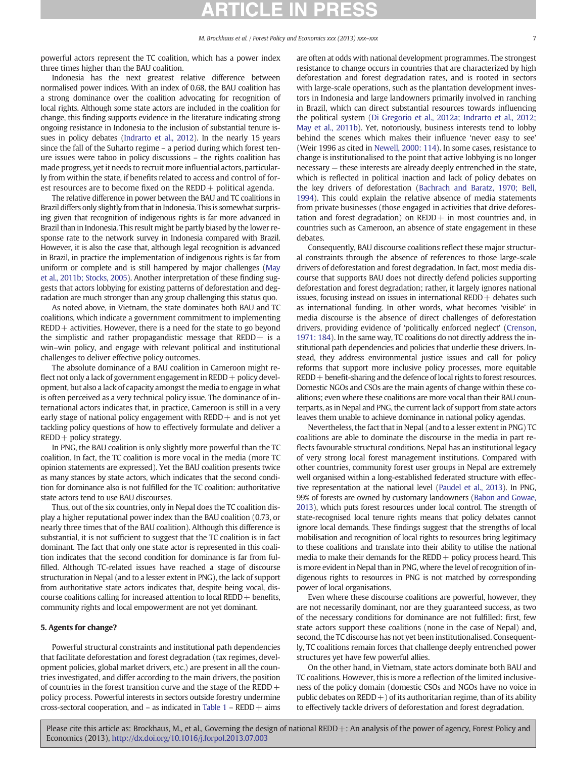powerful actors represent the TC coalition, which has a power index three times higher than the BAU coalition.

Indonesia has the next greatest relative difference between normalised power indices. With an index of 0.68, the BAU coalition has a strong dominance over the coalition advocating for recognition of local rights. Although some state actors are included in the coalition for change, this finding supports evidence in the literature indicating strong ongoing resistance in Indonesia to the inclusion of substantial tenure issues in policy debates (Indrarto et al., 2012). In the nearly 15 years since the fall of the Suharto regime – a period during which forest tenure issues were taboo in policy discussions – the rights coalition has made progress, yet it needs to recruit more influential actors, particularly from within the state, if benefits related to access and control of forest resources are to become fixed on the REDD+ political agenda.

The relative difference in power between the BAU and TC coalitions in Brazil differs only slightly from that in Indonesia. This is somewhat surprising given that recognition of indigenous rights is far more advanced in Brazil than in Indonesia. This result might be partly biased by the lower response rate to the network survey in Indonesia compared with Brazil. However, it is also the case that, although legal recognition is advanced in Brazil, in practice the implementation of indigenous rights is far from uniform or complete and is still hampered by major challenges (May et al., 2011b; Stocks, 2005). Another interpretation of these finding suggests that actors lobbying for existing patterns of deforestation and degradation are much stronger than any group challenging this status quo.

As noted above, in Vietnam, the state dominates both BAU and TC coalitions, which indicate a government commitment to implementing REDD+ activities. However, there is a need for the state to go beyond the simplistic and rather propagandistic message that REDD+ is a win–win policy, and engage with relevant political and institutional challenges to deliver effective policy outcomes.

The absolute dominance of a BAU coalition in Cameroon might reflect not only a lack of government engagement in REDD+ policy development, but also a lack of capacity amongst the media to engage in what is often perceived as a very technical policy issue. The dominance of international actors indicates that, in practice, Cameroon is still in a very early stage of national policy engagement with REDD+ and is not yet tackling policy questions of how to effectively formulate and deliver a REDD+ policy strategy.

In PNG, the BAU coalition is only slightly more powerful than the TC coalition. In fact, the TC coalition is more vocal in the media (more TC opinion statements are expressed). Yet the BAU coalition presents twice as many stances by state actors, which indicates that the second condition for dominance also is not fulfilled for the TC coalition: authoritative state actors tend to use BAU discourses.

Thus, out of the six countries, only in Nepal does the TC coalition display a higher reputational power index than the BAU coalition (0.73, or nearly three times that of the BAU coalition). Although this difference is substantial, it is not sufficient to suggest that the TC coalition is in fact dominant. The fact that only one state actor is represented in this coalition indicates that the second condition for dominance is far from fulfilled. Although TC-related issues have reached a stage of discourse structuration in Nepal (and to a lesser extent in PNG), the lack of support from authoritative state actors indicates that, despite being vocal, discourse coalitions calling for increased attention to local REDD+ benefits, community rights and local empowerment are not yet dominant.

## 5. Agents for change?

Powerful structural constraints and institutional path dependencies that facilitate deforestation and forest degradation (tax regimes, development policies, global market drivers, etc.) are present in all the countries investigated, and differ according to the main drivers, the position of countries in the forest transition curve and the stage of the REDD+ policy process. Powerful interests in sectors outside forestry undermine cross-sectoral cooperation, and – as indicated in Table 1 – REDD+ aims are often at odds with national development programmes. The strongest resistance to change occurs in countries that are characterized by high deforestation and forest degradation rates, and is rooted in sectors with large-scale operations, such as the plantation development investors in Indonesia and large landowners primarily involved in ranching in Brazil, which can direct substantial resources towards influencing the political system (Di Gregorio et al., 2012a; Indrarto et al., 2012; May et al., 2011b). Yet, notoriously, business interests tend to lobby behind the scenes which makes their influence 'never easy to see' (Weir 1996 as cited in Newell, 2000: 114). In some cases, resistance to change is institutionalised to the point that active lobbying is no longer necessary — these interests are already deeply entrenched in the state, which is reflected in political inaction and lack of policy debates on the key drivers of deforestation (Bachrach and Baratz, 1970; Bell, 1994). This could explain the relative absence of media statements from private businesses (those engaged in activities that drive deforestation and forest degradation) on REDD+ in most countries and, in countries such as Cameroon, an absence of state engagement in these debates.

Consequently, BAU discourse coalitions reflect these major structural constraints through the absence of references to those large-scale drivers of deforestation and forest degradation. In fact, most media discourse that supports BAU does not directly defend policies supporting deforestation and forest degradation; rather, it largely ignores national issues, focusing instead on issues in international REDD+ debates such as international funding. In other words, what becomes 'visible' in media discourse is the absence of direct challenges of deforestation drivers, providing evidence of 'politically enforced neglect' (Crenson, 1971: 184). In the same way, TC coalitions do not directly address the institutional path dependencies and policies that underlie these drivers. Instead, they address environmental justice issues and call for policy reforms that support more inclusive policy processes, more equitable REDD+ benefit-sharing and the defence of local rights to forest resources. Domestic NGOs and CSOs are the main agents of change within these coalitions; even where these coalitions are more vocal than their BAU counterparts, as in Nepal and PNG, the current lack of support from state actors leaves them unable to achieve dominance in national policy agendas.

Nevertheless, the fact that in Nepal (and to a lesser extent in PNG) TC coalitions are able to dominate the discourse in the media in part reflects favourable structural conditions. Nepal has an institutional legacy of very strong local forest management institutions. Compared with other countries, community forest user groups in Nepal are extremely well organised within a long-established federated structure with effective representation at the national level (Paudel et al., 2013). In PNG, 99% of forests are owned by customary landowners (Babon and Gowae, 2013), which puts forest resources under local control. The strength of state-recognised local tenure rights means that policy debates cannot ignore local demands. These findings suggest that the strengths of local mobilisation and recognition of local rights to resources bring legitimacy to these coalitions and translate into their ability to utilise the national media to make their demands for the REDD+ policy process heard. This is more evident in Nepal than in PNG, where the level of recognition of indigenous rights to resources in PNG is not matched by corresponding power of local organisations.

Even where these discourse coalitions are powerful, however, they are not necessarily dominant, nor are they guaranteed success, as two of the necessary conditions for dominance are not fulfilled: first, few state actors support these coalitions (none in the case of Nepal) and, second, the TC discourse has not yet been institutionalised. Consequently, TC coalitions remain forces that challenge deeply entrenched power structures yet have few powerful allies.

On the other hand, in Vietnam, state actors dominate both BAU and TC coalitions. However, this is more a reflection of the limited inclusiveness of the policy domain (domestic CSOs and NGOs have no voice in public debates on REDD+) of its authoritarian regime, than of its ability to effectively tackle drivers of deforestation and forest degradation.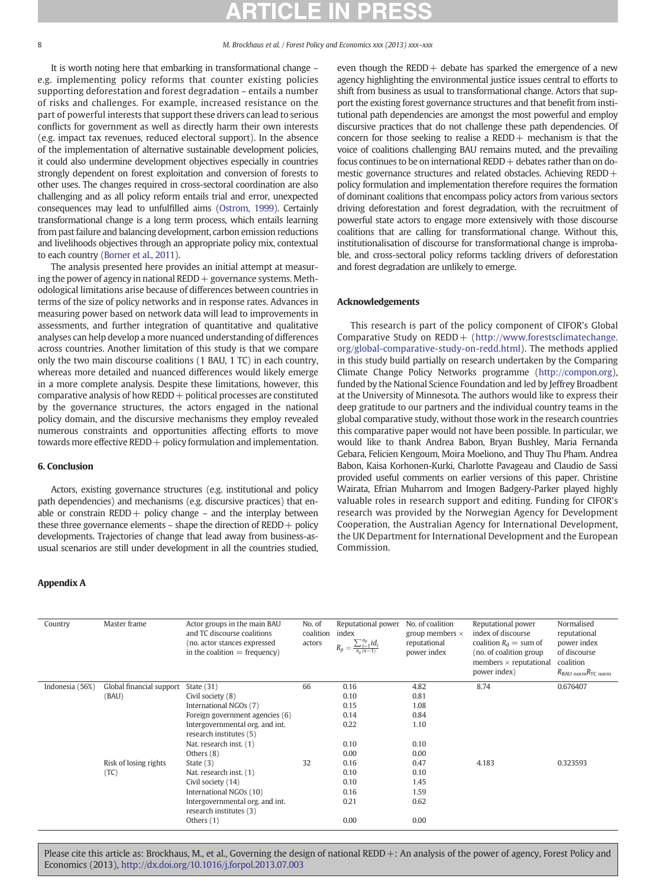It is worth noting here that embarking in transformational change – e.g. implementing policy reforms that counter existing policies supporting deforestation and forest degradation – entails a number of risks and challenges. For example, increased resistance on the part of powerful interests that support these drivers can lead to serious conflicts for government as well as directly harm their own interests (e.g. impact tax revenues, reduced electoral support). In the absence of the implementation of alternative sustainable development policies, it could also undermine development objectives especially in countries strongly dependent on forest exploitation and conversion of forests to other uses. The changes required in cross-sectoral coordination are also challenging and as all policy reform entails trial and error, unexpected consequences may lead to unfulfilled aims (Ostrom, 1999). Certainly transformational change is a long term process, which entails learning from past failure and balancing development, carbon emission reductions and livelihoods objectives through an appropriate policy mix, contextual to each country (Borner et al., 2011).

The analysis presented here provides an initial attempt at measuring the power of agency in national REDD+ governance systems. Methodological limitations arise because of differences between countries in terms of the size of policy networks and in response rates. Advances in measuring power based on network data will lead to improvements in assessments, and further integration of quantitative and qualitative analyses can help develop a more nuanced understanding of differences across countries. Another limitation of this study is that we compare only the two main discourse coalitions (1 BAU, 1 TC) in each country, whereas more detailed and nuanced differences would likely emerge in a more complete analysis. Despite these limitations, however, this comparative analysis of how REDD+ political processes are constituted by the governance structures, the actors engaged in the national policy domain, and the discursive mechanisms they employ revealed numerous constraints and opportunities affecting efforts to move towards more effective REDD+ policy formulation and implementation.

## 6. Conclusion

Actors, existing governance structures (e.g. institutional and policy path dependencies) and mechanisms (e.g. discursive practices) that enable or constrain REDD+ policy change – and the interplay between these three governance elements – shape the direction of REDD+ policy developments. Trajectories of change that lead away from business-as-usual scenarios are still under development in all the countries studied, even though the REDD+ debate has sparked the emergence of a new agency highlighting the environmental justice issues central to efforts to shift from business as usual to transformational change. Actors that support the existing forest governance structures and that benefit from institutional path dependencies are amongst the most powerful and employ discursive practices that do not challenge these path dependencies. Of concern for those seeking to realise a REDD+ mechanism is that the voice of coalitions challenging BAU remains muted, and the prevailing focus continues to be on international REDD+ debates rather than on domestic governance structures and related obstacles. Achieving REDD+ policy formulation and implementation therefore requires the formation of dominant coalitions that encompass policy actors from various sectors driving deforestation and forest degradation, with the recruitment of powerful state actors to engage more extensively with those discourse coalitions that are calling for transformational change. Without this, institutionalisation of discourse for transformational change is improbable, and cross-sectoral policy reforms tackling drivers of deforestation and forest degradation are unlikely to emerge.

## Acknowledgements

This research is part of the policy component of CIFOR's Global Comparative Study on REDD+ (http://www.forestsclimatechange.org/global-comparative-study-on-redd.html). The methods applied in this study build partially on research undertaken by the Comparing Climate Change Policy Networks programme (http://compon.org), funded by the National Science Foundation and led by Jeffrey Broadbent at the University of Minnesota. The authors would like to express their deep gratitude to our partners and the individual country teams in the global comparative study, without those work in the research countries this comparative paper would not have been possible. In particular, we would like to thank Andrea Babon, Bryan Bushley, Maria Fernanda Gebara, Felicien Kengoum, Moira Moeliono, and Thuy Thu Pham. Andrea Babon, Kaisa Korhonen-Kurki, Charlotte Pavageau and Claudio de Sassi provided useful comments on earlier versions of this paper. Christine Wairata, Efrian Muharrom and Imogen Badgery-Parker played highly valuable roles in research support and editing. Funding for CIFOR's research was provided by the Norwegian Agency for Development Cooperation, the Australian Agency for International Development, the UK Department for International Development and the European Commission.

## Appendix A

| Country | Master frame | Actor groups in the main BAU and TC discourse coalitions (no. actor stances expressed in the coalition = frequency) | No. of coalition actors | Reputational power index $R_p = \frac{\sum_{i=1}^{n_p} id_i}{n_p(n-1)}$ | No. of coalition group members × reputational power index | Reputational power index of discourse coalition $R_d$ = sum of (no. of coalition group members × reputational power index) | Normalised reputational power index of discourse coalition $R_{BAU\ norm}R_{TC\ norm}$ |
|---|---|---|---|---|---|---|---|
| Indonesia (56%) | Global financial support (BAU) | State (31) | 66 | 0.16 | 4.82 | 8.74 | 0.676407 |
| | | Civil society (8) | | 0.10 | 0.81 | | |
| | | International NGOs (7) | | 0.15 | 1.08 | | |
| | | Foreign government agencies (6) | | 0.14 | 0.84 | | |
| | | Intergovernmental org. and int. research institutes (5) | | 0.22 | 1.10 | | |
| | | Nat. research inst. (1) | | 0.10 | 0.10 | | |
| | | Others (8) | | 0.00 | 0.00 | | |
| | Risk of losing rights (TC) | State (3) | 32 | 0.16 | 0.47 | 4.183 | 0.323593 |
| | | Nat. research inst. (1) | | 0.10 | 0.10 | | |
| | | Civil society (14) | | 0.10 | 1.45 | | |
| | | International NGOs (10) | | 0.16 | 1.59 | | |
| | | Intergovernmental org. and int. research institutes (3) | | 0.21 | 0.62 | | |
| | | Others (1) | | 0.00 | 0.00 | | |

Please cite this article as: Brockhaus, M., et al., Governing the design of national REDD+: An analysis of the power of agency, Forest Policy and Economics (2013), http://dx.doi.org/10.1016/j.forpol.2013.07.003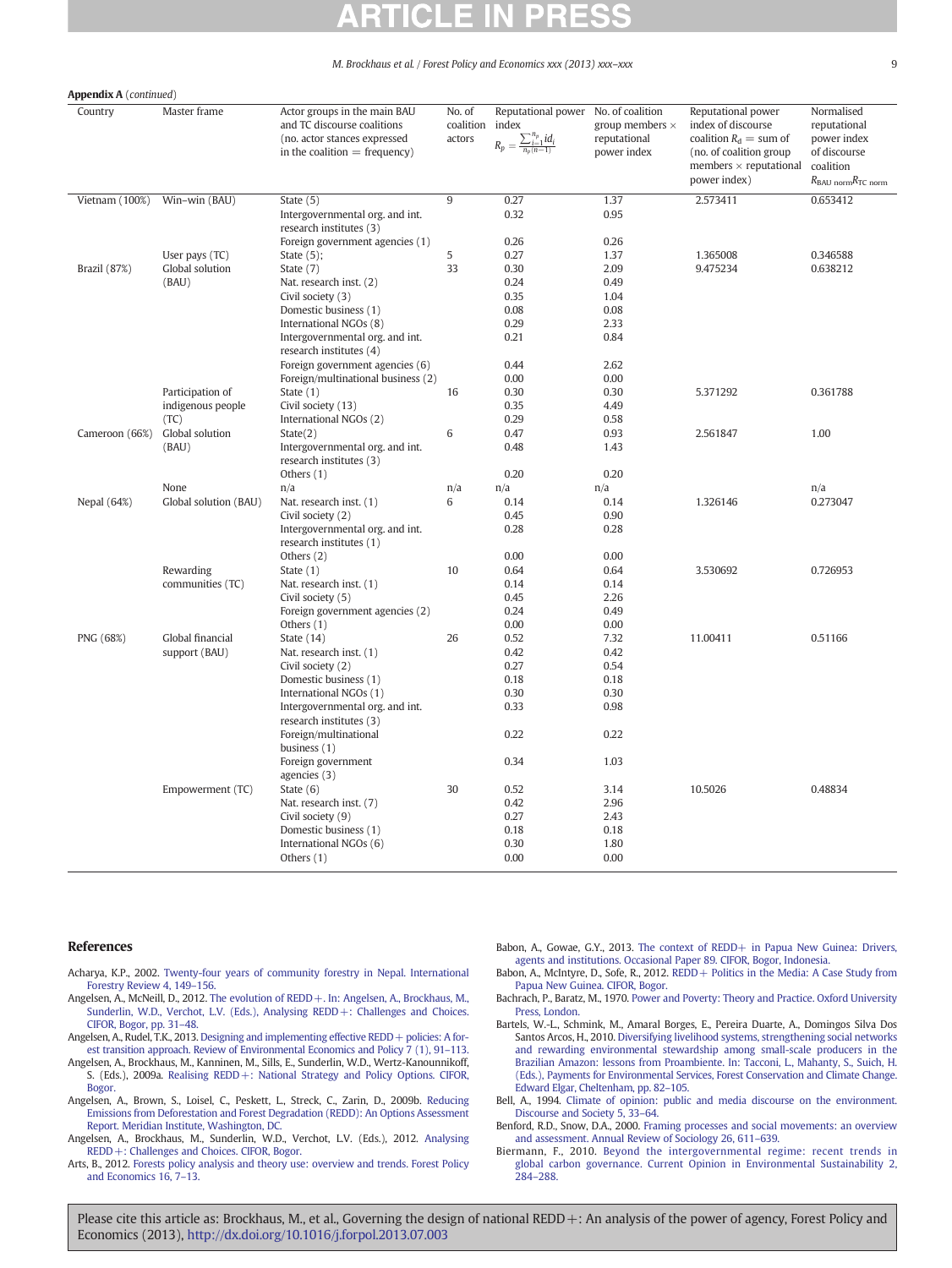**Appendix A** (*continued*)

| Country | Master frame | Actor groups in the main BAU and TC discourse coalitions (no. actor stances expressed in the coalition = frequency) | No. of coalition actors | Reputational power index $R_p = \frac{\sum_{i=1}^{n_p} id_i}{n_p(n-1)}$ | No. of coalition group members × reputational power index | Reputational power index of discourse coalition $R_d$ = sum of (no. of coalition group members × reputational power index) | Normalised reputational power index of discourse coalition $R_{BAU\ norm}R_{TC\ norm}$ |
|---|---|---|---|---|---|---|---|
| Vietnam (100%) | Win–win (BAU) | State (5) | 9 | 0.27 | 1.37 | 2.573411 | 0.653412 |
| | | Intergovernmental org. and int. research institutes (3) | | 0.32 | 0.95 | | |
| | | Foreign government agencies (1) | | 0.26 | 0.26 | | |
| | User pays (TC) | State (5); | 5 | 0.27 | 1.37 | 1.365008 | 0.346588 |
| Brazil (87%) | Global solution (BAU) | State (7) | 33 | 0.30 | 2.09 | 9.475234 | 0.638212 |
| | | Nat. research inst. (2) | | 0.24 | 0.49 | | |
| | | Civil society (3) | | 0.35 | 1.04 | | |
| | | Domestic business (1) | | 0.08 | 0.08 | | |
| | | International NGOs (8) | | 0.29 | 2.33 | | |
| | | Intergovernmental org. and int. research institutes (4) | | 0.21 | 0.84 | | |
| | | Foreign government agencies (6) | | 0.44 | 2.62 | | |
| | | Foreign/multinational business (2) | | 0.00 | 0.00 | | |
| | Participation of indigenous people (TC) | State (1) | 16 | 0.30 | 0.30 | 5.371292 | 0.361788 |
| | | Civil society (13) | | 0.35 | 4.49 | | |
| | | International NGOs (2) | | 0.29 | 0.58 | | |
| Cameroon (66%) | Global solution (BAU) | State(2) | 6 | 0.47 | 0.93 | 2.561847 | 1.00 |
| | | Intergovernmental org. and int. research institutes (3) | | 0.48 | 1.43 | | |
| | | Others (1) | | 0.20 | 0.20 | | |
| | None | n/a | n/a | n/a | n/a | | n/a |
| Nepal (64%) | Global solution (BAU) | Nat. research inst. (1) | 6 | 0.14 | 0.14 | 1.326146 | 0.273047 |
| | | Civil society (2) | | 0.45 | 0.90 | | |
| | | Intergovernmental org. and int. research institutes (1) | | 0.28 | 0.28 | | |
| | | Others (2) | | 0.00 | 0.00 | | |
| | Rewarding communities (TC) | State (1) | 10 | 0.64 | 0.64 | 3.530692 | 0.726953 |
| | | Nat. research inst. (1) | | 0.14 | 0.14 | | |
| | | Civil society (5) | | 0.45 | 2.26 | | |
| | | Foreign government agencies (2) | | 0.24 | 0.49 | | |
| | | Others (1) | | 0.00 | 0.00 | | |
| PNG (68%) | Global financial support (BAU) | State (14) | 26 | 0.52 | 7.32 | 11.00411 | 0.51166 |
| | | Nat. research inst. (1) | | 0.42 | 0.42 | | |
| | | Civil society (2) | | 0.27 | 0.54 | | |
| | | Domestic business (1) | | 0.18 | 0.18 | | |
| | | International NGOs (1) | | 0.30 | 0.30 | | |
| | | Intergovernmental org. and int. research institutes (3) | | 0.33 | 0.98 | | |
| | | Foreign/multinational business (1) | | 0.22 | 0.22 | | |
| | | Foreign government agencies (3) | | 0.34 | 1.03 | | |
| | Empowerment (TC) | State (6) | 30 | 0.52 | 3.14 | 10.5026 | 0.48834 |
| | | Nat. research inst. (7) | | 0.42 | 2.96 | | |
| | | Civil society (9) | | 0.27 | 2.43 | | |
| | | Domestic business (1) | | 0.18 | 0.18 | | |
| | | International NGOs (6) | | 0.30 | 1.80 | | |
| | | Others (1) | | 0.00 | 0.00 | | |

## References

Acharya, K.P., 2002. Twenty-four years of community forestry in Nepal. International Forestry Review 4, 149–156.

Angelsen, A., McNeill, D., 2012. The evolution of REDD+. In: Angelsen, A., Brockhaus, M., Sunderlin, W.D., Verchot, L.V. (Eds.), Analysing REDD+: Challenges and Choices. CIFOR, Bogor, pp. 31–48.

Angelsen, A., Rudel, T.K., 2013. Designing and implementing effective REDD+ policies: A forest transition approach. Review of Environmental Economics and Policy 7 (1), 91–113.

Angelsen, A., Brockhaus, M., Kanninen, M., Sills, E., Sunderlin, W.D., Wertz-Kanounnikoff, S. (Eds.), 2009a. Realising REDD+: National Strategy and Policy Options. CIFOR, Bogor.

Angelsen, A., Brown, S., Loisel, C., Peskett, L., Streck, C., Zarin, D., 2009b. Reducing Emissions from Deforestation and Forest Degradation (REDD): An Options Assessment Report. Meridian Institute, Washington, DC.

Angelsen, A., Brockhaus, M., Sunderlin, W.D., Verchot, L.V. (Eds.), 2012. Analysing REDD+: Challenges and Choices. CIFOR, Bogor.

Arts, B., 2012. Forests policy analysis and theory use: overview and trends. Forest Policy and Economics 16, 7–13.

Babon, A., Gowae, G.Y., 2013. The context of REDD+ in Papua New Guinea: Drivers, agents and institutions. Occasional Paper 89. CIFOR, Bogor, Indonesia.

Babon, A., McIntyre, D., Sofe, R., 2012. REDD+ Politics in the Media: A Case Study from Papua New Guinea. CIFOR, Bogor.

Bachrach, P., Baratz, M., 1970. Power and Poverty: Theory and Practice. Oxford University Press, London.

Bartels, W.-L., Schmink, M., Amaral Borges, E., Pereira Duarte, A., Domingos Silva Dos Santos Arcos, H., 2010. Diversifying livelihood systems, strengthening social networks and rewarding environmental stewardship among small-scale producers in the Brazilian Amazon: lessons from Proambiente. In: Tacconi, L., Mahanty, S., Suich, H. (Eds.), Payments for Environmental Services, Forest Conservation and Climate Change. Edward Elgar, Cheltenham, pp. 82–105.

Bell, A., 1994. Climate of opinion: public and media discourse on the environment. Discourse and Society 5, 33–64.

Benford, R.D., Snow, D.A., 2000. Framing processes and social movements: an overview and assessment. Annual Review of Sociology 26, 611–639.

Biermann, F., 2010. Beyond the intergovernmental regime: recent trends in global carbon governance. Current Opinion in Environmental Sustainability 2, 284–288.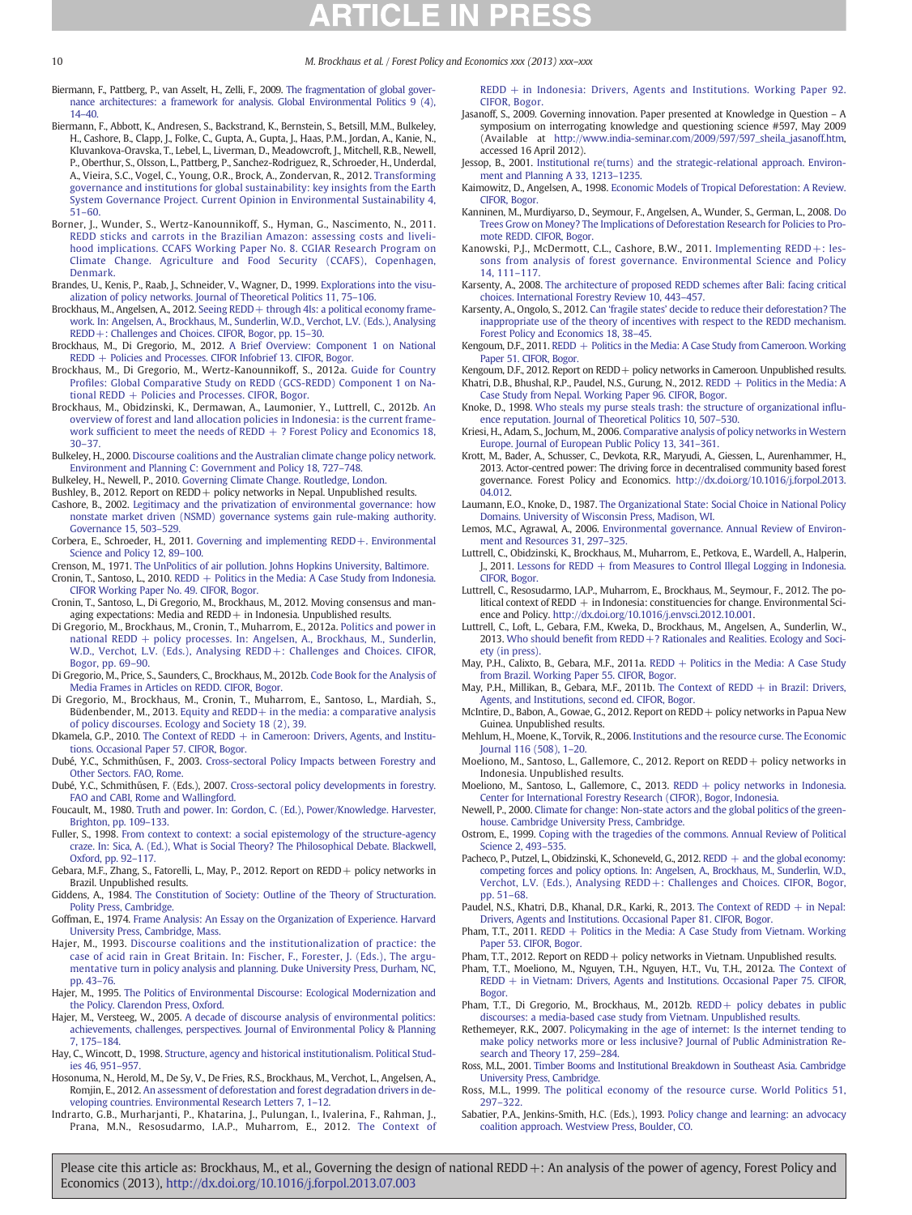Biermann, F., Pattberg, P., van Asselt, H., Zelli, F., 2009. The fragmentation of global governance architectures: a framework for analysis. Global Environmental Politics 9 (4), 14–40.

Biermann, F., Abbott, K., Andresen, S., Backstrand, K., Bernstein, S., Betsill, M.M., Bulkeley, H., Cashore, B., Clapp, J., Folke, C., Gupta, A., Gupta, J., Haas, P.M., Jordan, A., Kanie, N., Kluvankova-Oravska, T., Lebel, L., Liverman, D., Meadowcroft, J., Mitchell, R.B., Newell, P., Oberthur, S., Olsson, L., Pattberg, P., Sanchez-Rodriguez, R., Schroeder, H., Underdal, A., Vieira, S.C., Vogel, C., Young, O.R., Brock, A., Zondervan, R., 2012. Transforming governance and institutions for global sustainability: key insights from the Earth System Governance Project. Current Opinion in Environmental Sustainability 4, 51–60.

Borner, J., Wunder, S., Wertz-Kanounnikoff, S., Hyman, G., Nascimento, N., 2011. REDD sticks and carrots in the Brazilian Amazon: assessing costs and livelihood implications. CCAFS Working Paper No. 8. CGIAR Research Program on Climate Change. Agriculture and Food Security (CCAFS), Copenhagen, Denmark.

Brandes, U., Kenis, P., Raab, J., Schneider, V., Wagner, D., 1999. Explorations into the visualization of policy networks. Journal of Theoretical Politics 11, 75–106.

Brockhaus, M., Angelsen, A., 2012. Seeing REDD+ through 4Is: a political economy framework. In: Angelsen, A., Brockhaus, M., Sunderlin, W.D., Verchot, L.V. (Eds.), Analysing REDD+: Challenges and Choices. CIFOR, Bogor, pp. 15–30.

Brockhaus, M., Di Gregorio, M., 2012. A Brief Overview: Component 1 on National REDD + Policies and Processes. CIFOR Infobrief 13. CIFOR, Bogor.

Brockhaus, M., Di Gregorio, M., Wertz-Kanounnikoff, S., 2012a. Guide for Country Profiles: Global Comparative Study on REDD (GCS-REDD) Component 1 on National REDD + Policies and Processes. CIFOR, Bogor.

Brockhaus, M., Obidzinski, K., Dermawan, A., Laumonier, Y., Luttrell, C., 2012b. An overview of forest and land allocation policies in Indonesia: is the current framework sufficient to meet the needs of REDD + ? Forest Policy and Economics 18, 30–37.

Bulkeley, H., 2000. Discourse coalitions and the Australian climate change policy network. Environment and Planning C: Government and Policy 18, 727–748.

Bulkeley, H., Newell, P., 2010. Governing Climate Change. Routledge, London.

Bushley, B., 2012. Report on REDD+ policy networks in Nepal. Unpublished results.

Cashore, B., 2002. Legitimacy and the privatization of environmental governance: how nonstate market driven (NSMD) governance systems gain rule-making authority. Governance 15, 503–529.

Corbera, E., Schroeder, H., 2011. Governing and implementing REDD+. Environmental Science and Policy 12, 89–100.

Crenson, M., 1971. The UnPolitics of air pollution. Johns Hopkins University, Baltimore.

Cronin, T., Santoso, L., 2010. REDD + Politics in the Media: A Case Study from Indonesia. CIFOR Working Paper No. 49. CIFOR, Bogor.

Cronin, T., Santoso, L., Di Gregorio, M., Brockhaus, M., 2012. Moving consensus and managing expectations: Media and REDD+ in Indonesia. Unpublished results.

Di Gregorio, M., Brockhaus, M., Cronin, T., Muharrom, E., 2012a. Politics and power in national REDD + policy processes. In: Angelsen, A., Brockhaus, M., Sunderlin, W.D., Verchot, L.V. (Eds.), Analysing REDD+: Challenges and Choices. CIFOR, Bogor, pp. 69–90.

Di Gregorio, M., Price, S., Saunders, C., Brockhaus, M., 2012b. Code Book for the Analysis of Media Frames in Articles on REDD. CIFOR, Bogor.

Di Gregorio, M., Brockhaus, M., Cronin, T., Muharrom, E., Santoso, L., Mardiah, S., Büdenbender, M., 2013. Equity and REDD+ in the media: a comparative analysis of policy discourses. Ecology and Society 18 (2), 39.

Dkamela, G.P., 2010. The Context of REDD + in Cameroon: Drivers, Agents, and Institutions. Occasional Paper 57. CIFOR, Bogor.

Dubé, Y.C., Schmithüsen, F., 2003. Cross-sectoral Policy Impacts between Forestry and Other Sectors. FAO, Rome.

Dubé, Y.C., Schmithüsen, F. (Eds.), 2007. Cross-sectoral policy developments in forestry. FAO and CABI, Rome and Wallingford.

Foucault, M., 1980. Truth and power. In: Gordon, C. (Ed.), Power/Knowledge. Harvester, Brighton, pp. 109–133.

Fuller, S., 1998. From context to context: a social epistemology of the structure-agency craze. In: Sica, A. (Ed.), What is Social Theory? The Philosophical Debate. Blackwell, Oxford, pp. 92–117.

Gebara, M.F., Zhang, S., Fatorelli, L., May, P., 2012. Report on REDD+ policy networks in Brazil. Unpublished results.

Giddens, A., 1984. The Constitution of Society: Outline of the Theory of Structuration. Polity Press, Cambridge.

Goffman, E., 1974. Frame Analysis: An Essay on the Organization of Experience. Harvard University Press, Cambridge, Mass.

Hajer, M., 1993. Discourse coalitions and the institutionalization of practice: the case of acid rain in Great Britain. In: Fischer, F., Forester, J. (Eds.), The argumentative turn in policy analysis and planning. Duke University Press, Durham, NC, pp. 43–76.

Hajer, M., 1995. The Politics of Environmental Discourse: Ecological Modernization and the Policy. Clarendon Press, Oxford.

Hajer, M., Versteeg, W., 2005. A decade of discourse analysis of environmental politics: achievements, challenges, perspectives. Journal of Environmental Policy & Planning 7, 175–184.

Hay, C., Wincott, D., 1998. Structure, agency and historical institutionalism. Political Studies 46, 951–957.

Hosonuma, N., Herold, M., De Sy, V., De Fries, R.S., Brockhaus, M., Verchot, L., Angelsen, A., Romijn, E., 2012. An assessment of deforestation and forest degradation drivers in developing countries. Environmental Research Letters 7, 1–12.

Indrarto, G.B., Murharjanti, P., Khatarina, J., Pulungan, I., Ivalerina, F., Rahman, J., Prana, M.N., Resosudarmo, I.A.P., Muharrom, E., 2012. The Context of REDD + in Indonesia: Drivers, Agents and Institutions. Working Paper 92. CIFOR, Bogor.

Jasanoff, S., 2009. Governing innovation. Paper presented at Knowledge in Question – A symposium on interrogating knowledge and questioning science #597, May 2009 (Available at http://www.india-seminar.com/2009/597/597_sheila_jasanoff.htm, accessed 16 April 2012).

Jessop, B., 2001. Institutional re(turns) and the strategic-relational approach. Environment and Planning A 33, 1213–1235.

Kaimowitz, D., Angelsen, A., 1998. Economic Models of Tropical Deforestation: A Review. CIFOR, Bogor.

Kanninen, M., Murdiyarso, D., Seymour, F., Angelsen, A., Wunder, S., German, L., 2008. Do Trees Grow on Money? The Implications of Deforestation Research for Policies to Promote REDD. CIFOR, Bogor.

Kanowski, P.J., McDermott, C.L., Cashore, B.W., 2011. Implementing REDD+: lessons from analysis of forest governance. Environmental Science and Policy 14, 111–117.

Karsenty, A., 2008. The architecture of proposed REDD schemes after Bali: facing critical choices. International Forestry Review 10, 443–457.

Karsenty, A., Ongolo, S., 2012. Can 'fragile states' decide to reduce their deforestation? The inappropriate use of the theory of incentives with respect to the REDD mechanism. Forest Policy and Economics 18, 38–45.

Kengoum, D.F., 2011. REDD + Politics in the Media: A Case Study from Cameroon. Working Paper 51. CIFOR, Bogor.

Kengoum, D.F., 2012. Report on REDD+ policy networks in Cameroon. Unpublished results.

Khatri, D.B., Bhushal, R.P., Paudel, N.S., Gurung, N., 2012. REDD + Politics in the Media: A Case Study from Nepal. Working Paper 96. CIFOR, Bogor.

Knoke, D., 1998. Who steals my purse steals trash: the structure of organizational influence reputation. Journal of Theoretical Politics 10, 507–530.

Kriesi, H., Adam, S., Jochum, M., 2006. Comparative analysis of policy networks in Western Europe. Journal of European Public Policy 13, 341–361.

Krott, M., Bader, A., Schusser, C., Devkota, R.R., Maryudi, A., Giessen, L., Aurenhammer, H., 2013. Actor-centred power: The driving force in decentralised community based forest governance. Forest Policy and Economics. http://dx.doi.org/10.1016/j.forpol.2013.04.012.

Laumann, E.O., Knoke, D., 1987. The Organizational State: Social Choice in National Policy Domains. University of Wisconsin Press, Madison, WI.

Lemos, M.C., Agrawal, A., 2006. Environmental governance. Annual Review of Environment and Resources 31, 297–325.

Luttrell, C., Obidzinski, K., Brockhaus, M., Muharrom, E., Petkova, E., Wardell, A., Halperin, J., 2011. Lessons for REDD + from Measures to Control Illegal Logging in Indonesia. CIFOR, Bogor.

Luttrell, C., Resosudarmo, I.A.P., Muharrom, E., Brockhaus, M., Seymour, F., 2012. The political context of REDD + in Indonesia: constituencies for change. Environmental Science and Policy. http://dx.doi.org/10.1016/j.envsci.2012.10.001.

Luttrell, C., Loft, L., Gebara, F.M., Kweka, D., Brockhaus, M., Angelsen, A., Sunderlin, W., 2013. Who should benefit from REDD+? Rationales and Realities. Ecology and Society (in press).

May, P.H., Calixto, B., Gebara, M.F., 2011a. REDD + Politics in the Media: A Case Study from Brazil. Working Paper 55. CIFOR, Bogor.

May, P.H., Millikan, B., Gebara, M.F., 2011b. The Context of REDD + in Brazil: Drivers, Agents, and Institutions, second ed. CIFOR, Bogor.

McIntire, D., Babon, A., Gowae, G., 2012. Report on REDD+ policy networks in Papua New Guinea. Unpublished results.

Mehlum, H., Moene, K., Torvik, R., 2006. Institutions and the resource curse. The Economic Journal 116 (508), 1–20.

Moeliono, M., Santoso, L., Gallemore, C., 2012. Report on REDD+ policy networks in Indonesia. Unpublished results.

Moeliono, M., Santoso, L., Gallemore, C., 2013. REDD + policy networks in Indonesia. Center for International Forestry Research (CIFOR), Bogor, Indonesia.

Newell, P., 2000. Climate for change: Non-state actors and the global politics of the greenhouse. Cambridge University Press, Cambridge.

Ostrom, E., 1999. Coping with the tragedies of the commons. Annual Review of Political Science 2, 493–535.

Pacheco, P., Putzel, L., Obidzinski, K., Schoneveld, G., 2012. REDD + and the global economy: competing forces and policy options. In: Angelsen, A., Brockhaus, M., Sunderlin, W.D., Verchot, L.V. (Eds.), Analysing REDD+: Challenges and Choices. CIFOR, Bogor, pp. 51–68.

Paudel, N.S., Khatri, D.B., Khanal, D.R., Karki, R., 2013. The Context of REDD + in Nepal: Drivers, Agents and Institutions. Occasional Paper 81. CIFOR, Bogor.

Pham, T.T., 2011. REDD + Politics in the Media: A Case Study from Vietnam. Working Paper 53. CIFOR, Bogor.

Pham, T.T., 2012. Report on REDD+ policy networks in Vietnam. Unpublished results.

Pham, T.T., Moeliono, M., Nguyen, T.H., Nguyen, H.T., Vu, T.H., 2012a. The Context of REDD + in Vietnam: Drivers, Agents and Institutions. Occasional Paper 75. CIFOR, Bogor.

Pham, T.T., Di Gregorio, M., Brockhaus, M., 2012b. REDD+ policy debates in public discourses: a media-based case study from Vietnam. Unpublished results.

Rethemeyer, R.K., 2007. Policymaking in the age of internet: Is the internet tending to make policy networks more or less inclusive? Journal of Public Administration Research and Theory 17, 259–284.

Ross, M.L., 2001. Timber Booms and Institutional Breakdown in Southeast Asia. Cambridge University Press, Cambridge.

Ross, M.L., 1999. The political economy of the resource curse. World Politics 51, 297–322.

Sabatier, P.A., Jenkins-Smith, H.C. (Eds.), 1993. Policy change and learning: an advocacy coalition approach. Westview Press, Boulder, CO.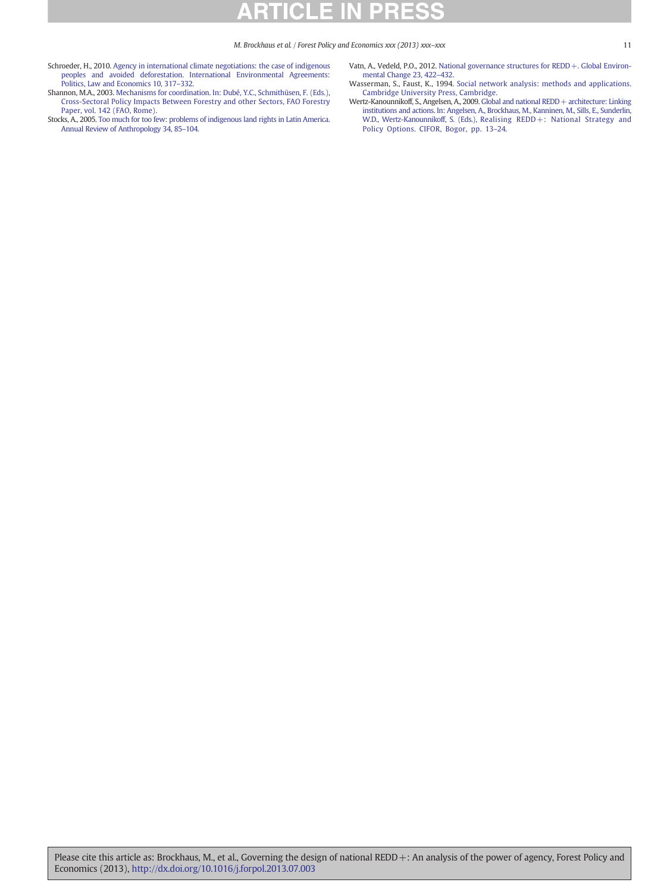Schroeder, H., 2010. Agency in international climate negotiations: the case of indigenous peoples and avoided deforestation. International Environmental Agreements: Politics, Law and Economics 10, 317–332.

Shannon, M.A., 2003. Mechanisms for coordination. In: Dubé, Y.C., Schmithüsen, F. (Eds.), Cross-Sectoral Policy Impacts Between Forestry and other Sectors, FAO Forestry Paper, vol. 142 (FAO, Rome).

Stocks, A., 2005. Too much for too few: problems of indigenous land rights in Latin America. Annual Review of Anthropology 34, 85–104.

Vatn, A., Vedeld, P.O., 2012. National governance structures for REDD+. Global Environmental Change 23, 422–432.

Wasserman, S., Faust, K., 1994. Social network analysis: methods and applications. Cambridge University Press, Cambridge.

Wertz-Kanounnikoff, S., Angelsen, A., 2009. Global and national REDD+ architecture: Linking institutions and actions. In: Angelsen, A., Brockhaus, M., Kanninen, M., Sills, E., Sunderlin, W.D., Wertz-Kanounnikoff, S. (Eds.), Realising REDD+: National Strategy and Policy Options. CIFOR, Bogor, pp. 13–24.

Please cite this article as: Brockhaus, M., et al., Governing the design of national REDD+: An analysis of the power of agency, Forest Policy and Economics (2013), http://dx.doi.org/10.1016/j.forpol.2013.07.003